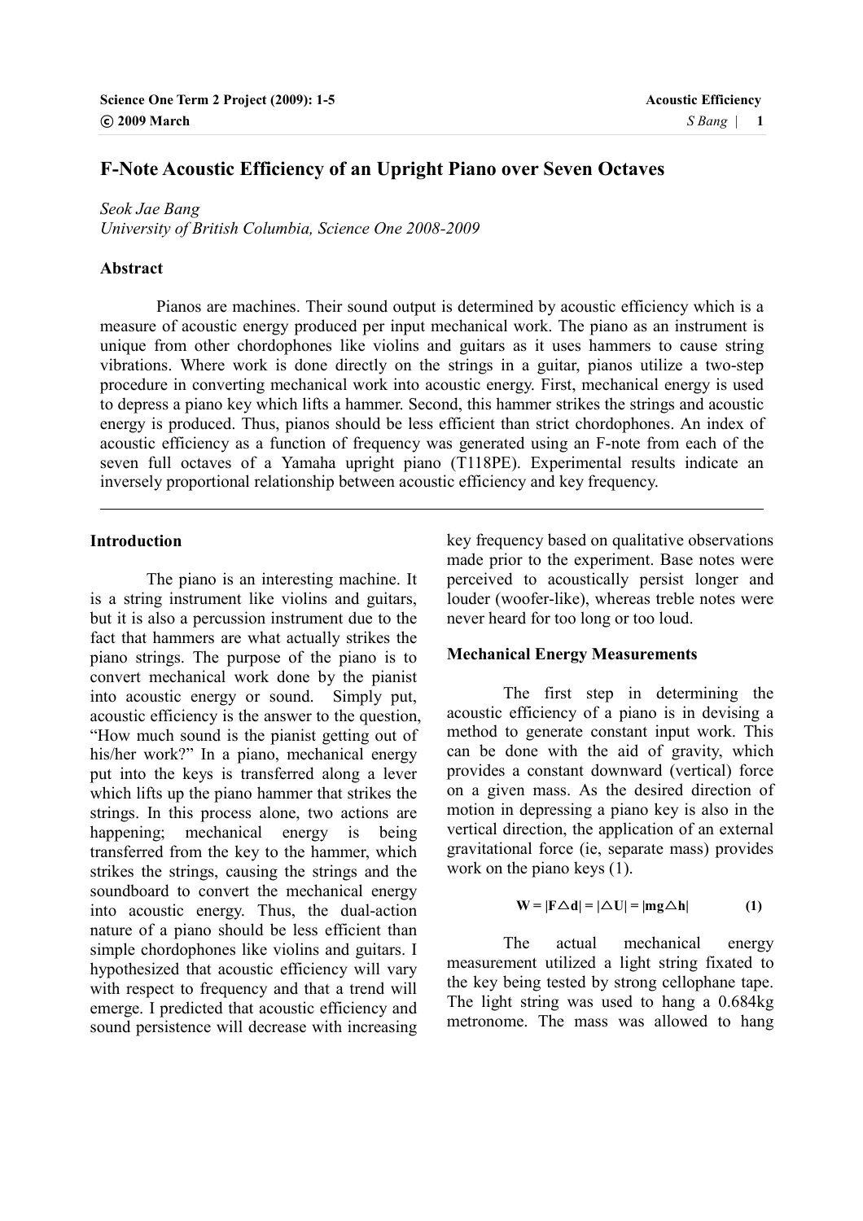# F-Note Acoustic Efficiency of an Upright Piano over Seven Octaves

*Seok Jae Bang*
*University of British Columbia, Science One 2008-2009*

### Abstract

Pianos are machines. Their sound output is determined by acoustic efficiency which is a measure of acoustic energy produced per input mechanical work. The piano as an instrument is unique from other chordophones like violins and guitars as it uses hammers to cause string vibrations. Where work is done directly on the strings in a guitar, pianos utilize a two-step procedure in converting mechanical work into acoustic energy. First, mechanical energy is used to depress a piano key which lifts a hammer. Second, this hammer strikes the strings and acoustic energy is produced. Thus, pianos should be less efficient than strict chordophones. An index of acoustic efficiency as a function of frequency was generated using an F-note from each of the seven full octaves of a Yamaha upright piano (T118PE). Experimental results indicate an inversely proportional relationship between acoustic efficiency and key frequency.

---

### Introduction

The piano is an interesting machine. It is a string instrument like violins and guitars, but it is also a percussion instrument due to the fact that hammers are what actually strikes the piano strings. The purpose of the piano is to convert mechanical work done by the pianist into acoustic energy or sound. Simply put, acoustic efficiency is the answer to the question, "How much sound is the pianist getting out of his/her work?" In a piano, mechanical energy put into the keys is transferred along a lever which lifts up the piano hammer that strikes the strings. In this process alone, two actions are happening; mechanical energy is being transferred from the key to the hammer, which strikes the strings, causing the strings and the soundboard to convert the mechanical energy into acoustic energy. Thus, the dual-action nature of a piano should be less efficient than simple chordophones like violins and guitars. I hypothesized that acoustic efficiency will vary with respect to frequency and that a trend will emerge. I predicted that acoustic efficiency and sound persistence will decrease with increasing key frequency based on qualitative observations made prior to the experiment. Base notes were perceived to acoustically persist longer and louder (woofer-like), whereas treble notes were never heard for too long or too loud.

### Mechanical Energy Measurements

The first step in determining the acoustic efficiency of a piano is in devising a method to generate constant input work. This can be done with the aid of gravity, which provides a constant downward (vertical) force on a given mass. As the desired direction of motion in depressing a piano key is also in the vertical direction, the application of an external gravitational force (ie, separate mass) provides work on the piano keys (1).

$$W = |F\Delta d| = |\Delta U| = |mg\Delta h| \qquad (1)$$

The actual mechanical energy measurement utilized a light string fixated to the key being tested by strong cellophane tape. The light string was used to hang a 0.684kg metronome. The mass was allowed to hang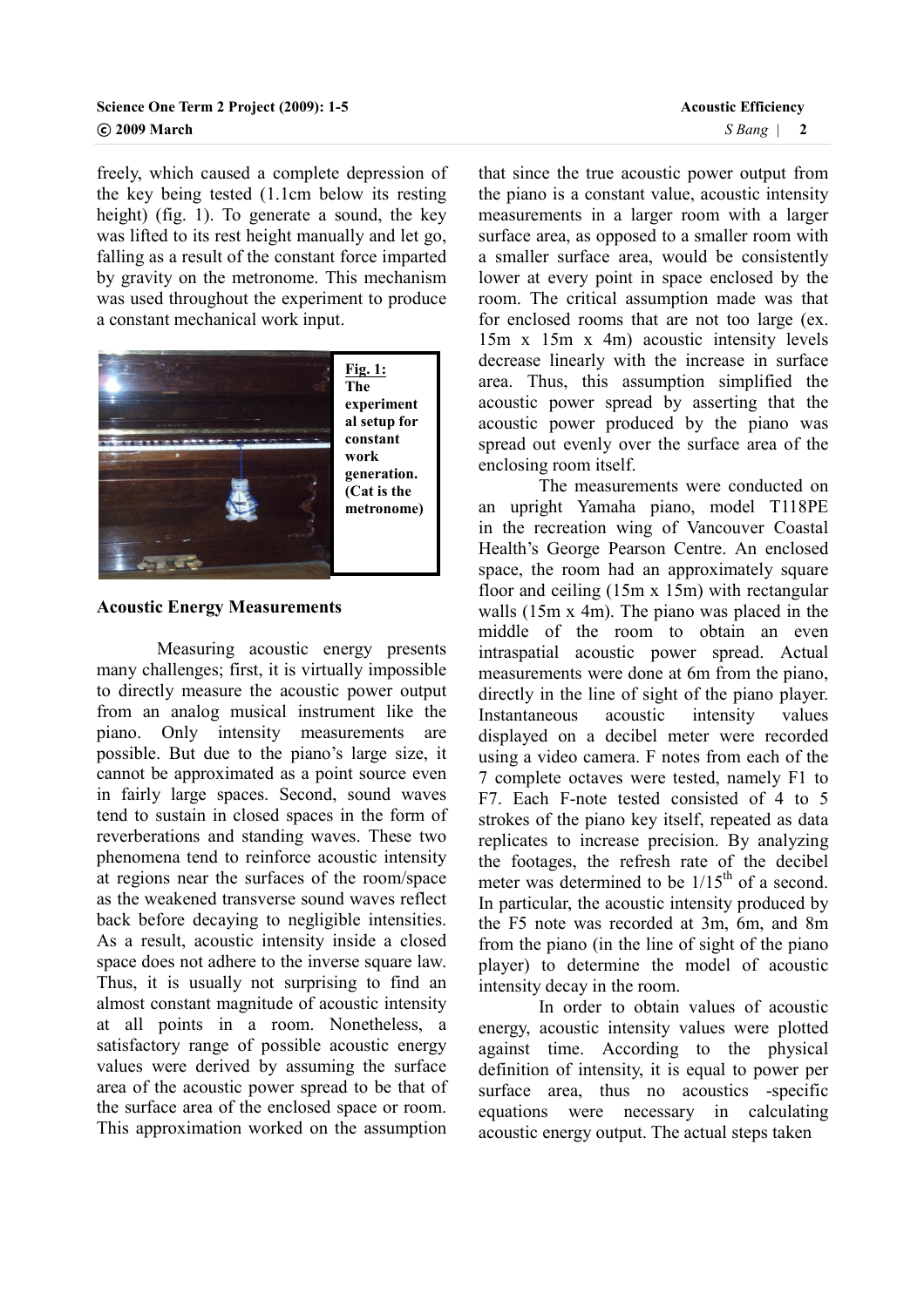freely, which caused a complete depression of the key being tested (1.1cm below its resting height) (fig. 1). To generate a sound, the key was lifted to its rest height manually and let go, falling as a result of the constant force imparted by gravity on the metronome. This mechanism was used throughout the experiment to produce a constant mechanical work input.

**Fig. 1: The experimental setup for constant work generation. (Cat is the metronome)**

### Acoustic Energy Measurements

Measuring acoustic energy presents many challenges; first, it is virtually impossible to directly measure the acoustic power output from an analog musical instrument like the piano. Only intensity measurements are possible. But due to the piano's large size, it cannot be approximated as a point source even in fairly large spaces. Second, sound waves tend to sustain in closed spaces in the form of reverberations and standing waves. These two phenomena tend to reinforce acoustic intensity at regions near the surfaces of the room/space as the weakened transverse sound waves reflect back before decaying to negligible intensities. As a result, acoustic intensity inside a closed space does not adhere to the inverse square law. Thus, it is usually not surprising to find an almost constant magnitude of acoustic intensity at all points in a room. Nonetheless, a satisfactory range of possible acoustic energy values were derived by assuming the surface area of the acoustic power spread to be that of the surface area of the enclosed space or room. This approximation worked on the assumption that since the true acoustic power output from the piano is a constant value, acoustic intensity measurements in a larger room with a larger surface area, as opposed to a smaller room with a smaller surface area, would be consistently lower at every point in space enclosed by the room. The critical assumption made was that for enclosed rooms that are not too large (ex. 15m x 15m x 4m) acoustic intensity levels decrease linearly with the increase in surface area. Thus, this assumption simplified the acoustic power spread by asserting that the acoustic power produced by the piano was spread out evenly over the surface area of the enclosing room itself.

The measurements were conducted on an upright Yamaha piano, model T118PE in the recreation wing of Vancouver Coastal Health's George Pearson Centre. An enclosed space, the room had an approximately square floor and ceiling (15m x 15m) with rectangular walls (15m x 4m). The piano was placed in the middle of the room to obtain an even intraspatial acoustic power spread. Actual measurements were done at 6m from the piano, directly in the line of sight of the piano player. Instantaneous acoustic intensity values displayed on a decibel meter were recorded using a video camera. F notes from each of the 7 complete octaves were tested, namely F1 to F7. Each F-note tested consisted of 4 to 5 strokes of the piano key itself, repeated as data replicates to increase precision. By analyzing the footages, the refresh rate of the decibel meter was determined to be $1/15^{th}$ of a second. In particular, the acoustic intensity produced by the F5 note was recorded at 3m, 6m, and 8m from the piano (in the line of sight of the piano player) to determine the model of acoustic intensity decay in the room.

In order to obtain values of acoustic energy, acoustic intensity values were plotted against time. According to the physical definition of intensity, it is equal to power per surface area, thus no acoustics -specific equations were necessary in calculating acoustic energy output. The actual steps taken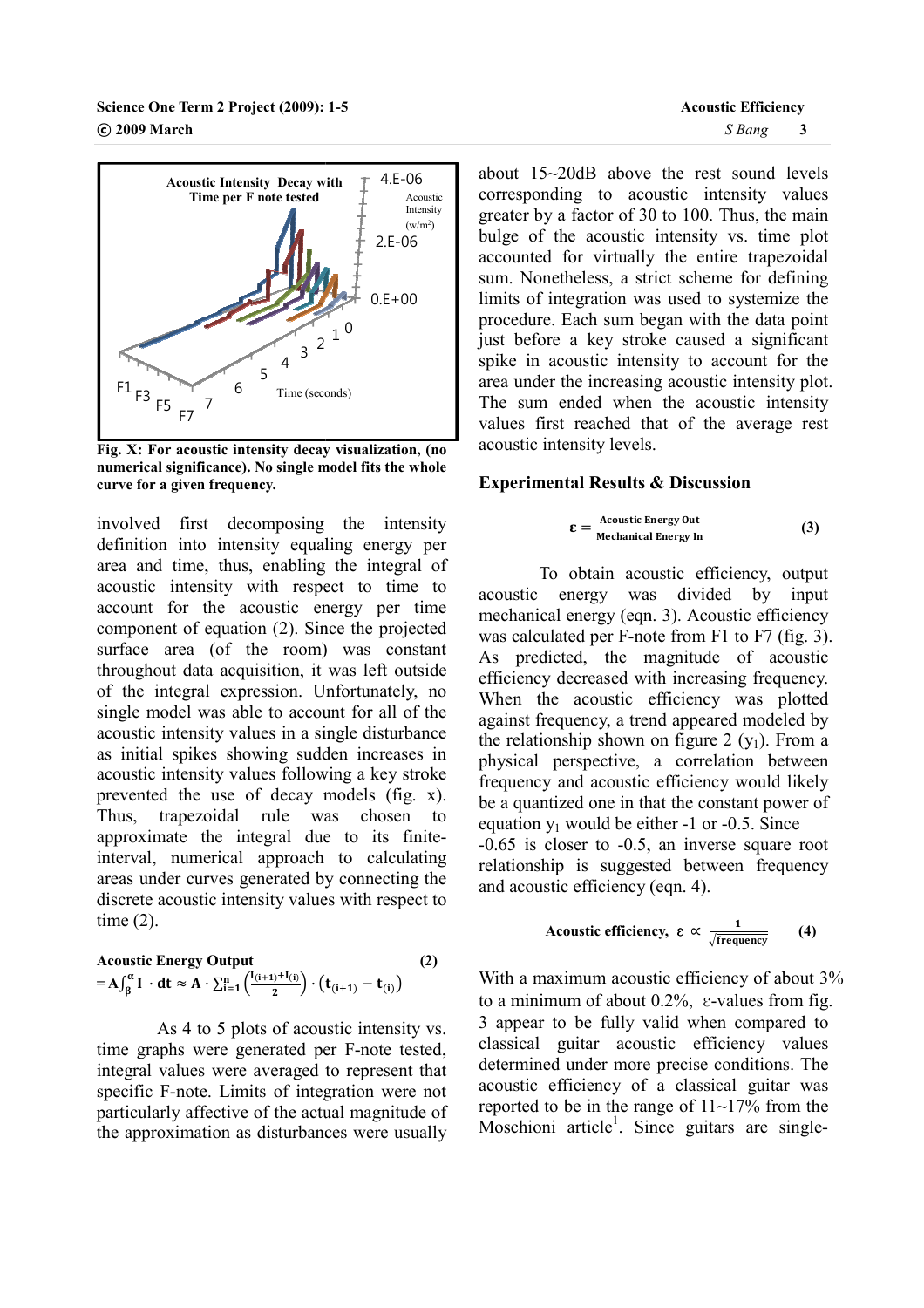Fig. X: For acoustic intensity decay visualization, (no numerical significance). No single model fits the whole curve for a given frequency.

involved first decomposing the intensity definition into intensity equaling energy per area and time, thus, enabling the integral of acoustic intensity with respect to time to account for the acoustic energy per time component of equation (2). Since the projected surface area (of the room) was constant throughout data acquisition, it was left outside of the integral expression. Unfortunately, no single model was able to account for all of the acoustic intensity values in a single disturbance as initial spikes showing sudden increases in acoustic intensity values following a key stroke prevented the use of decay models (fig. x). Thus, trapezoidal rule was chosen to approximate the integral due to its finite-interval, numerical approach to calculating areas under curves generated by connecting the discrete acoustic intensity values with respect to time (2).

**Acoustic Energy Output** (2)

$$= A\int_{\beta}^{\alpha} I \cdot dt \approx A \cdot \sum_{i=1}^{n}\left(\frac{I_{(i+1)}+I_{(i)}}{2}\right)\cdot\left(t_{(i+1)}-t_{(i)}\right)$$

As 4 to 5 plots of acoustic intensity vs. time graphs were generated per F-note tested, integral values were averaged to represent that specific F-note. Limits of integration were not particularly affective of the actual magnitude of the approximation as disturbances were usually about 15~20dB above the rest sound levels corresponding to acoustic intensity values greater by a factor of 30 to 100. Thus, the main bulge of the acoustic intensity vs. time plot accounted for virtually the entire trapezoidal sum. Nonetheless, a strict scheme for defining limits of integration was used to systemize the procedure. Each sum began with the data point just before a key stroke caused a significant spike in acoustic intensity to account for the area under the increasing acoustic intensity plot. The sum ended when the acoustic intensity values first reached that of the average rest acoustic intensity levels.

## Experimental Results & Discussion

$$\varepsilon = \frac{\text{Acoustic Energy Out}}{\text{Mechanical Energy In}} \qquad (3)$$

To obtain acoustic efficiency, output acoustic energy was divided by input mechanical energy (eqn. 3). Acoustic efficiency was calculated per F-note from F1 to F7 (fig. 3). As predicted, the magnitude of acoustic efficiency decreased with increasing frequency. When the acoustic efficiency was plotted against frequency, a trend appeared modeled by the relationship shown on figure 2 ($y_1$). From a physical perspective, a correlation between frequency and acoustic efficiency would likely be a quantized one in that the constant power of equation $y_1$ would be either -1 or -0.5. Since -0.65 is closer to -0.5, an inverse square root relationship is suggested between frequency and acoustic efficiency (eqn. 4).

$$\text{Acoustic efficiency, } \varepsilon \propto \frac{1}{\sqrt{\text{frequency}}} \qquad (4)$$

With a maximum acoustic efficiency of about 3% to a minimum of about 0.2%, ε-values from fig. 3 appear to be fully valid when compared to classical guitar acoustic efficiency values determined under more precise conditions. The acoustic efficiency of a classical guitar was reported to be in the range of 11~17% from the Moschioni article[1]. Since guitars are single-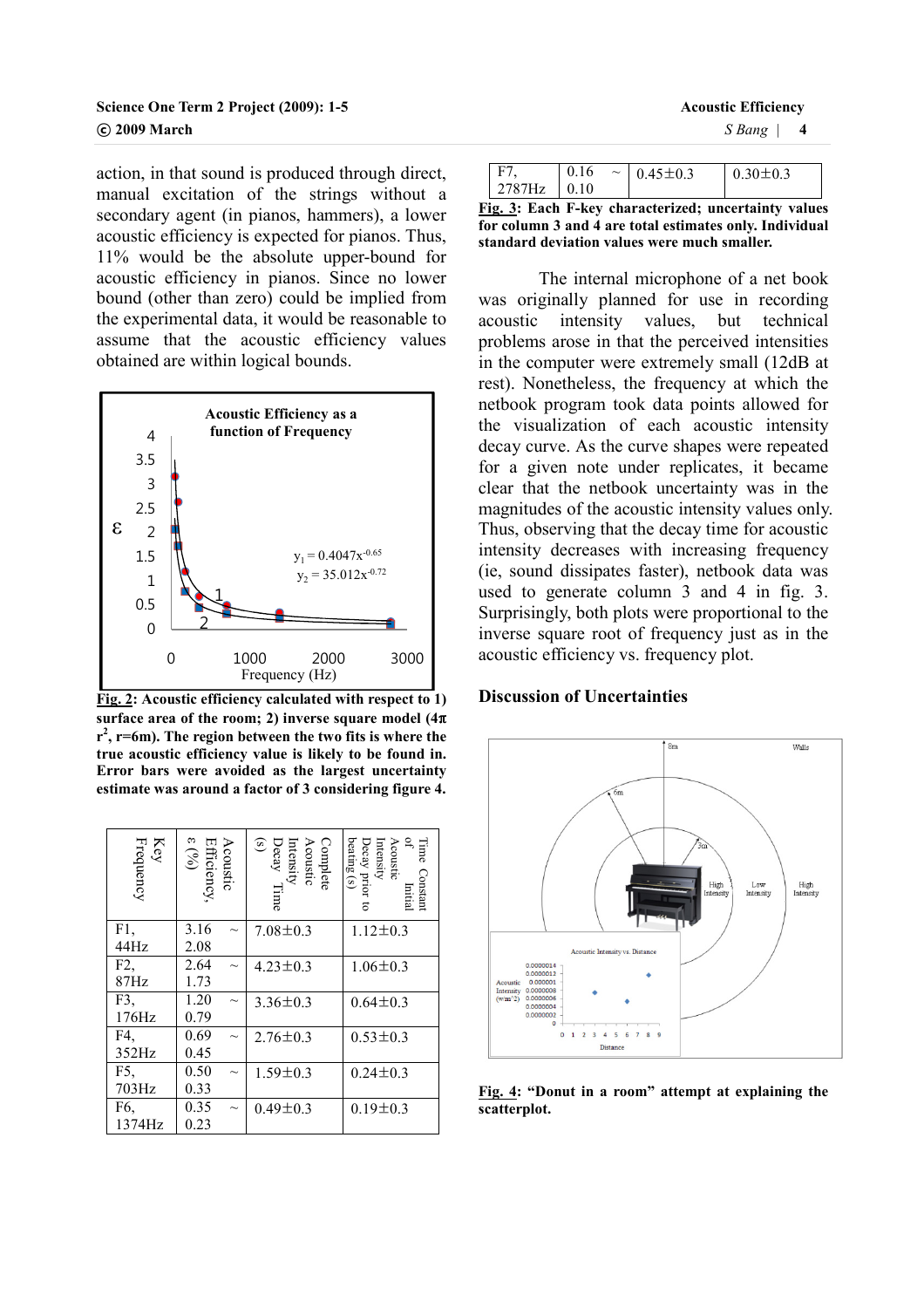action, in that sound is produced through direct, manual excitation of the strings without a secondary agent (in pianos, hammers), a lower acoustic efficiency is expected for pianos. Thus, 11% would be the absolute upper-bound for acoustic efficiency in pianos. Since no lower bound (other than zero) could be implied from the experimental data, it would be reasonable to assume that the acoustic efficiency values obtained are within logical bounds.

**Fig. 2: Acoustic efficiency calculated with respect to 1) surface area of the room; 2) inverse square model ($4\pi r^2$, r=6m). The region between the two fits is where the true acoustic efficiency value is likely to be found in. Error bars were avoided as the largest uncertainty estimate was around a factor of 3 considering figure 4.**

| Key Frequency | Acoustic Efficiency, ε (%) | Complete Acoustic Intensity Decay Time (s) | Time Constant of Initial Acoustic Intensity Decay prior to beating (s) |
|---|---|---|---|
| F1, 44Hz | 3.16 ~ 2.08 | 7.08±0.3 | 1.12±0.3 |
| F2, 87Hz | 2.64 ~ 1.73 | 4.23±0.3 | 1.06±0.3 |
| F3, 176Hz | 1.20 ~ 0.79 | 3.36±0.3 | 0.64±0.3 |
| F4, 352Hz | 0.69 ~ 0.45 | 2.76±0.3 | 0.53±0.3 |
| F5, 703Hz | 0.50 ~ 0.33 | 1.59±0.3 | 0.24±0.3 |
| F6, 1374Hz | 0.35 ~ 0.23 | 0.49±0.3 | 0.19±0.3 |
| F7, 2787Hz | 0.16 ~ 0.10 | 0.45±0.3 | 0.30±0.3 |

**Fig. 3: Each F-key characterized; uncertainty values for column 3 and 4 are total estimates only. Individual standard deviation values were much smaller.**

The internal microphone of a net book was originally planned for use in recording acoustic intensity values, but technical problems arose in that the perceived intensities in the computer were extremely small (12dB at rest). Nonetheless, the frequency at which the netbook program took data points allowed for the visualization of each acoustic intensity decay curve. As the curve shapes were repeated for a given note under replicates, it became clear that the netbook uncertainty was in the magnitudes of the acoustic intensity values only. Thus, observing that the decay time for acoustic intensity decreases with increasing frequency (ie, sound dissipates faster), netbook data was used to generate column 3 and 4 in fig. 3. Surprisingly, both plots were proportional to the inverse square root of frequency just as in the acoustic efficiency vs. frequency plot.

## Discussion of Uncertainties

**Fig. 4: "Donut in a room" attempt at explaining the scatterplot.**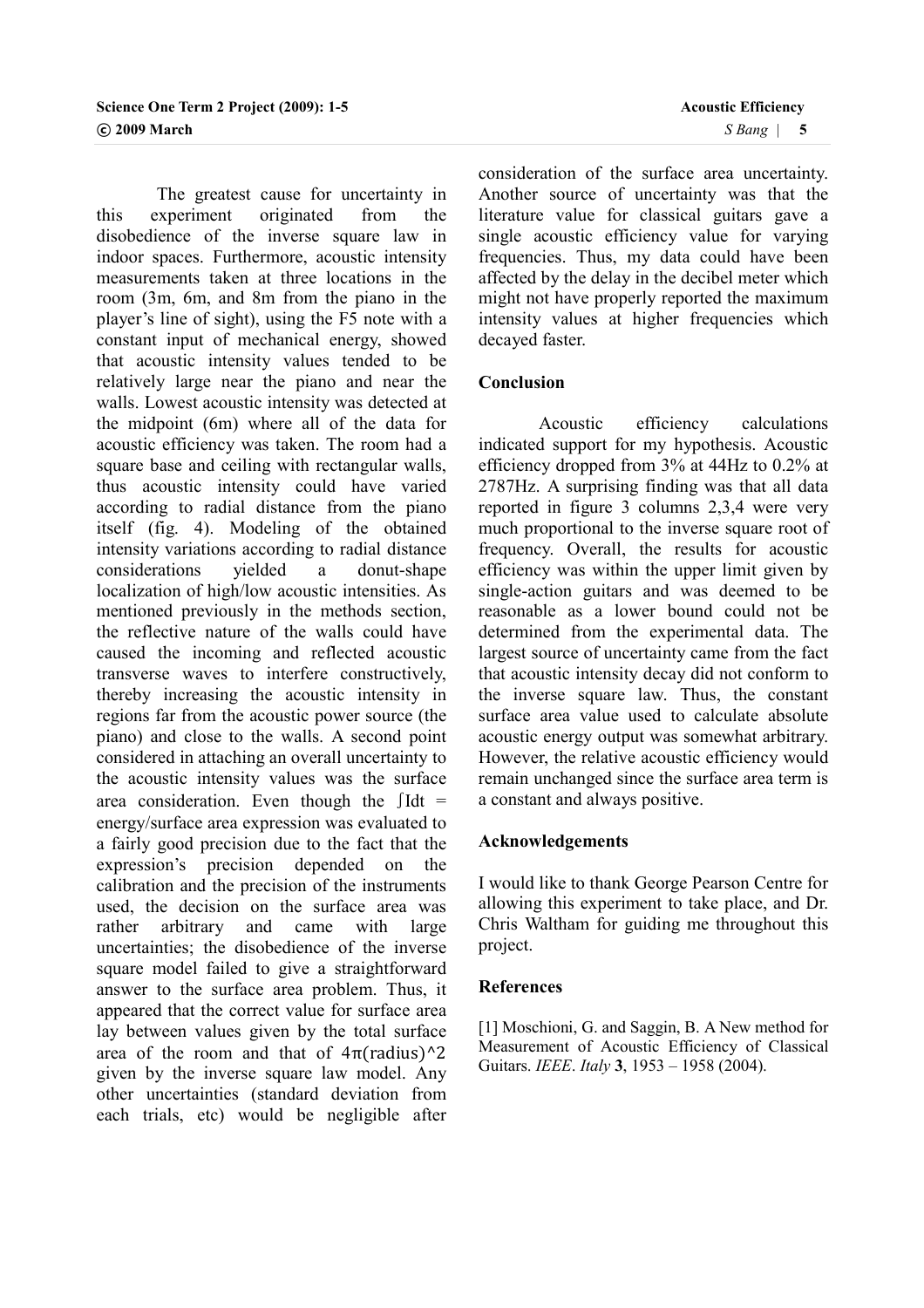The greatest cause for uncertainty in this experiment originated from the disobedience of the inverse square law in indoor spaces. Furthermore, acoustic intensity measurements taken at three locations in the room (3m, 6m, and 8m from the piano in the player's line of sight), using the F5 note with a constant input of mechanical energy, showed that acoustic intensity values tended to be relatively large near the piano and near the walls. Lowest acoustic intensity was detected at the midpoint (6m) where all of the data for acoustic efficiency was taken. The room had a square base and ceiling with rectangular walls, thus acoustic intensity could have varied according to radial distance from the piano itself (fig. 4). Modeling of the obtained intensity variations according to radial distance considerations yielded a donut-shape localization of high/low acoustic intensities. As mentioned previously in the methods section, the reflective nature of the walls could have caused the incoming and reflected acoustic transverse waves to interfere constructively, thereby increasing the acoustic intensity in regions far from the acoustic power source (the piano) and close to the walls. A second point considered in attaching an overall uncertainty to the acoustic intensity values was the surface area consideration. Even though the $\int Idt =$ energy/surface area expression was evaluated to a fairly good precision due to the fact that the expression's precision depended on the calibration and the precision of the instruments used, the decision on the surface area was rather arbitrary and came with large uncertainties; the disobedience of the inverse square model failed to give a straightforward answer to the surface area problem. Thus, it appeared that the correct value for surface area lay between values given by the total surface area of the room and that of $4\pi(\text{radius})^2$ given by the inverse square law model. Any other uncertainties (standard deviation from each trials, etc) would be negligible after consideration of the surface area uncertainty. Another source of uncertainty was that the literature value for classical guitars gave a single acoustic efficiency value for varying frequencies. Thus, my data could have been affected by the delay in the decibel meter which might not have properly reported the maximum intensity values at higher frequencies which decayed faster.

## Conclusion

Acoustic efficiency calculations indicated support for my hypothesis. Acoustic efficiency dropped from 3% at 44Hz to 0.2% at 2787Hz. A surprising finding was that all data reported in figure 3 columns 2,3,4 were very much proportional to the inverse square root of frequency. Overall, the results for acoustic efficiency was within the upper limit given by single-action guitars and was deemed to be reasonable as a lower bound could not be determined from the experimental data. The largest source of uncertainty came from the fact that acoustic intensity decay did not conform to the inverse square law. Thus, the constant surface area value used to calculate absolute acoustic energy output was somewhat arbitrary. However, the relative acoustic efficiency would remain unchanged since the surface area term is a constant and always positive.

## Acknowledgements

I would like to thank George Pearson Centre for allowing this experiment to take place, and Dr. Chris Waltham for guiding me throughout this project.

## References

[1] Moschioni, G. and Saggin, B. A New method for Measurement of Acoustic Efficiency of Classical Guitars. *IEEE*. *Italy* **3**, 1953 – 1958 (2004).